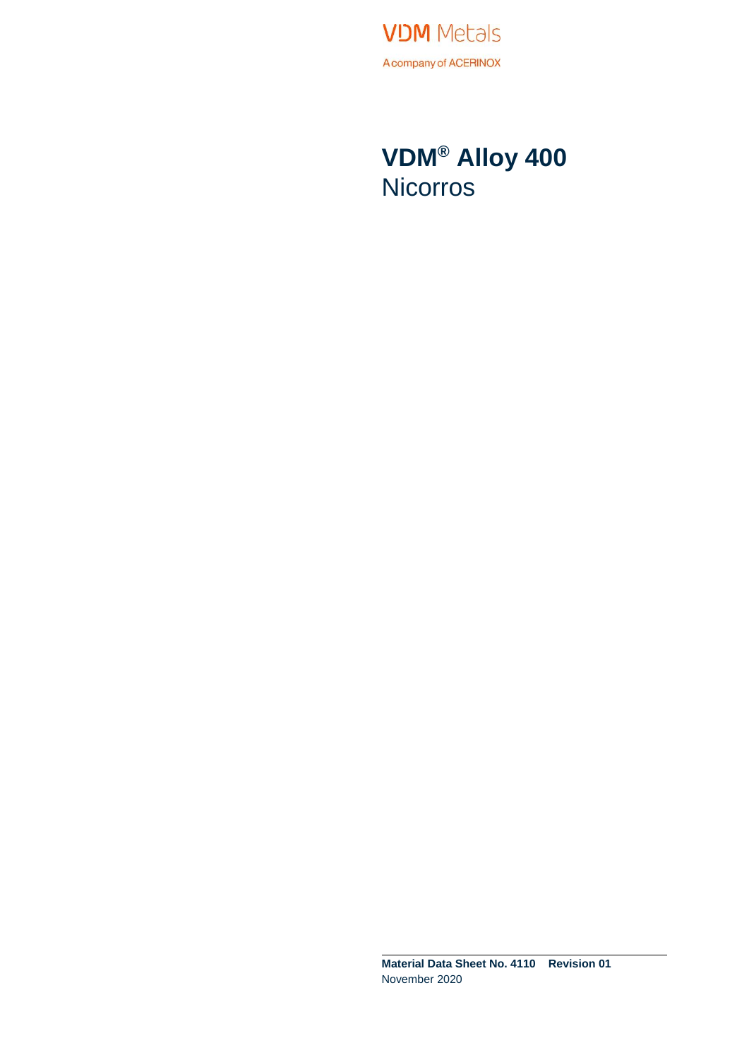VDM Metals

A company of ACERINOX

# VDM® Alloy 400
## Nicorros

**Material Data Sheet No. 4110 Revision 01**
November 2020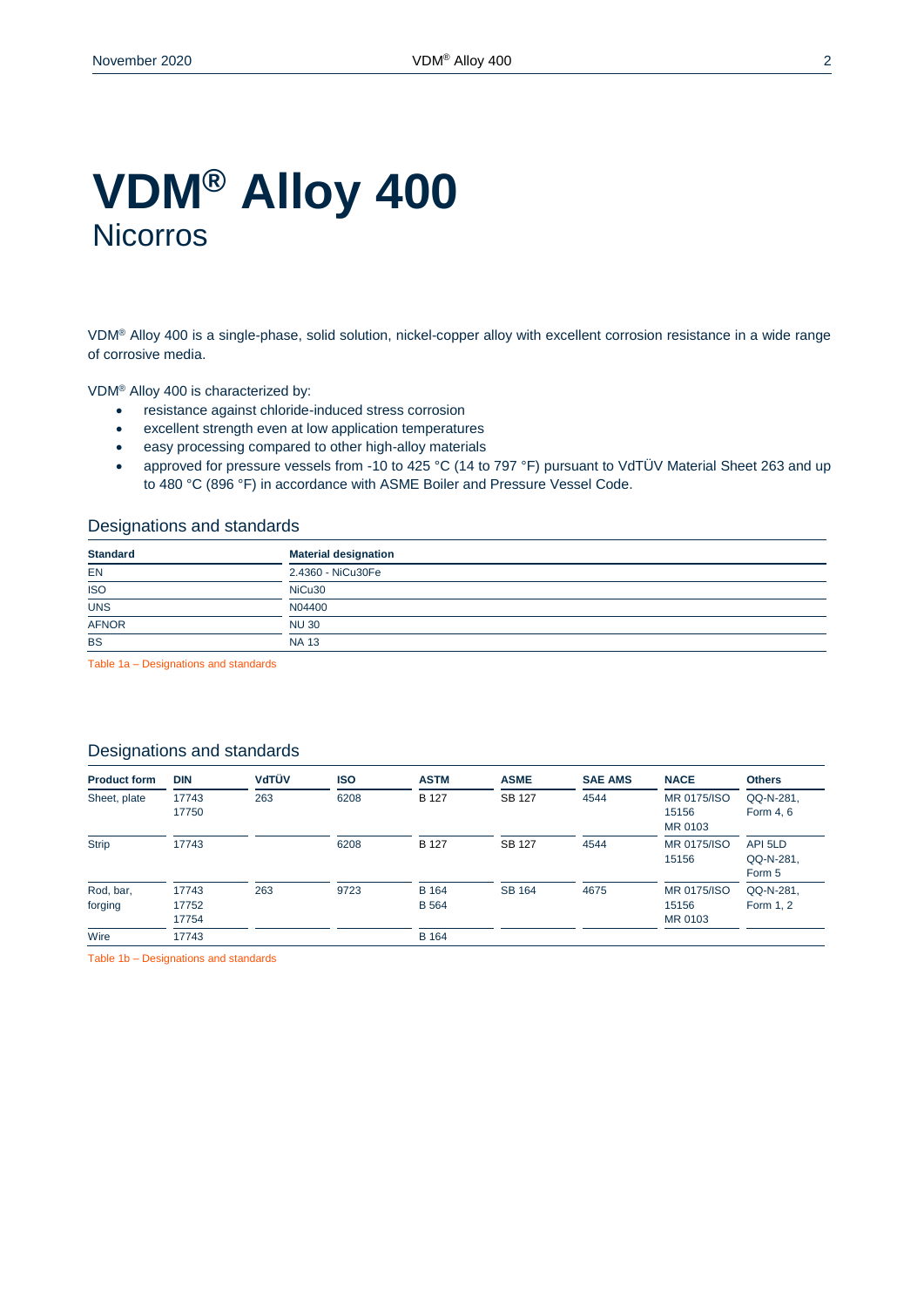# VDM® Alloy 400
Nicorros

VDM® Alloy 400 is a single-phase, solid solution, nickel-copper alloy with excellent corrosion resistance in a wide range of corrosive media.

VDM® Alloy 400 is characterized by:

- resistance against chloride-induced stress corrosion
- excellent strength even at low application temperatures
- easy processing compared to other high-alloy materials
- approved for pressure vessels from -10 to 425 °C (14 to 797 °F) pursuant to VdTÜV Material Sheet 263 and up to 480 °C (896 °F) in accordance with ASME Boiler and Pressure Vessel Code.

## Designations and standards

| Standard | Material designation |
|---|---|
| EN | 2.4360 - NiCu30Fe |
| ISO | NiCu30 |
| UNS | N04400 |
| AFNOR | NU 30 |
| BS | NA 13 |

Table 1a – Designations and standards

## Designations and standards

| Product form | DIN | VdTÜV | ISO | ASTM | ASME | SAE AMS | NACE | Others |
|---|---|---|---|---|---|---|---|---|
| Sheet, plate | 17743<br>17750 | 263 | 6208 | B 127 | SB 127 | 4544 | MR 0175/ISO 15156<br>MR 0103 | QQ-N-281, Form 4, 6 |
| Strip | 17743 | | 6208 | B 127 | SB 127 | 4544 | MR 0175/ISO 15156 | API 5LD<br>QQ-N-281, Form 5 |
| Rod, bar, forging | 17743<br>17752<br>17754 | 263 | 9723 | B 164<br>B 564 | SB 164 | 4675 | MR 0175/ISO 15156<br>MR 0103 | QQ-N-281, Form 1, 2 |
| Wire | 17743 | | | B 164 | | | | |

Table 1b – Designations and standards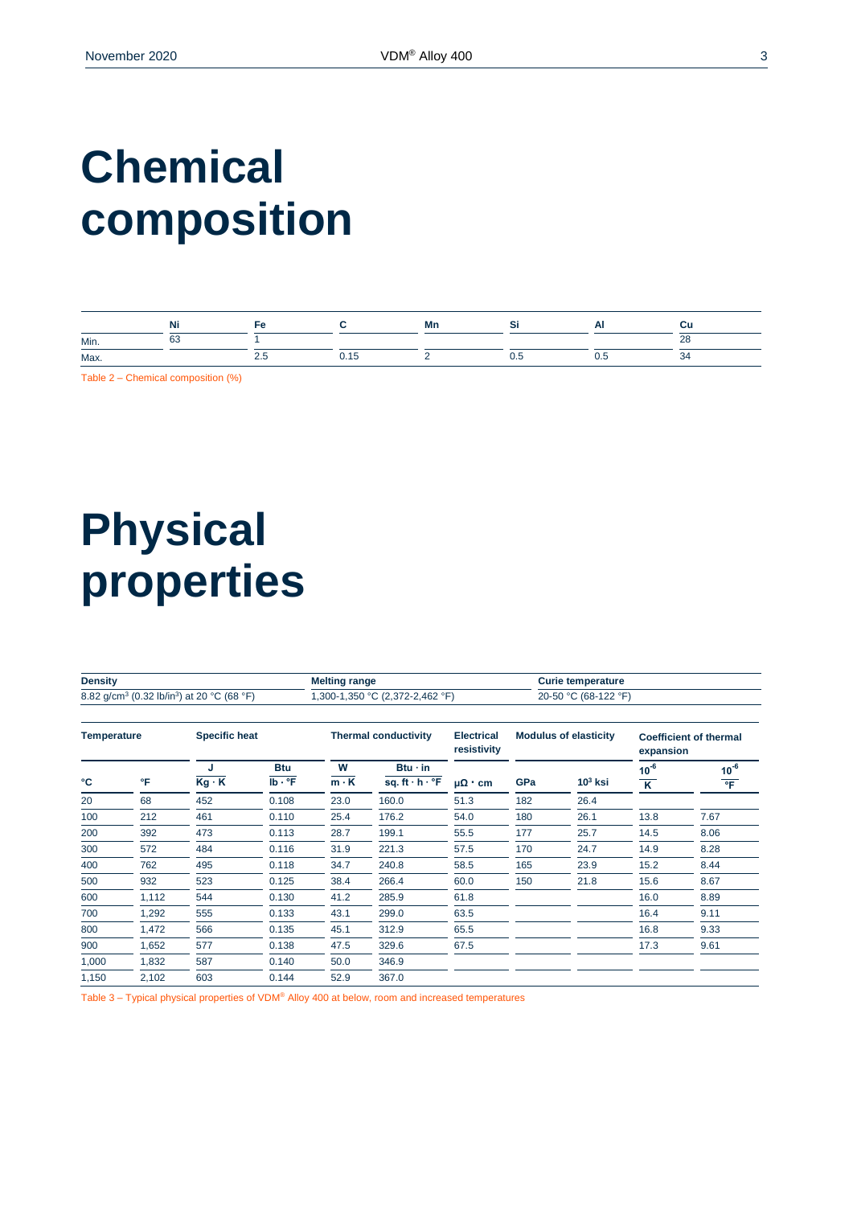# Chemical composition

| | Ni | Fe | C | Mn | Si | Al | Cu |
|---|---|---|---|---|---|---|---|
| Min. | 63 | 1 | | | | | 28 |
| Max. | | 2.5 | 0.15 | 2 | 0.5 | 0.5 | 34 |

Table 2 – Chemical composition (%)

# Physical properties

| Density | Melting range | Curie temperature |
|---|---|---|
| 8.82 g/cm³ (0.32 lb/in³) at 20 °C (68 °F) | 1,300-1,350 °C (2,372-2,462 °F) | 20-50 °C (68-122 °F) |

| Temperature | | Specific heat | | Thermal conductivity | | Electrical resistivity | Modulus of elasticity | | Coefficient of thermal expansion | |
|---|---|---|---|---|---|---|---|---|---|---|
| °C | °F | $\frac{J}{Kg \cdot K}$ | $\frac{Btu}{lb \cdot °F}$ | $\frac{W}{m \cdot K}$ | $\frac{Btu \cdot in}{sq. ft \cdot h \cdot °F}$ | $\mu\Omega \cdot cm$ | GPa | $10^3$ ksi | $\frac{10^{-6}}{K}$ | $\frac{10^{-6}}{°F}$ |
| 20 | 68 | 452 | 0.108 | 23.0 | 160.0 | 51.3 | 182 | 26.4 | | |
| 100 | 212 | 461 | 0.110 | 25.4 | 176.2 | 54.0 | 180 | 26.1 | 13.8 | 7.67 |
| 200 | 392 | 473 | 0.113 | 28.7 | 199.1 | 55.5 | 177 | 25.7 | 14.5 | 8.06 |
| 300 | 572 | 484 | 0.116 | 31.9 | 221.3 | 57.5 | 170 | 24.7 | 14.9 | 8.28 |
| 400 | 762 | 495 | 0.118 | 34.7 | 240.8 | 58.5 | 165 | 23.9 | 15.2 | 8.44 |
| 500 | 932 | 523 | 0.125 | 38.4 | 266.4 | 60.0 | 150 | 21.8 | 15.6 | 8.67 |
| 600 | 1,112 | 544 | 0.130 | 41.2 | 285.9 | 61.8 | | | 16.0 | 8.89 |
| 700 | 1,292 | 555 | 0.133 | 43.1 | 299.0 | 63.5 | | | 16.4 | 9.11 |
| 800 | 1,472 | 566 | 0.135 | 45.1 | 312.9 | 65.5 | | | 16.8 | 9.33 |
| 900 | 1,652 | 577 | 0.138 | 47.5 | 329.6 | 67.5 | | | 17.3 | 9.61 |
| 1,000 | 1,832 | 587 | 0.140 | 50.0 | 346.9 | | | | | |
| 1,150 | 2,102 | 603 | 0.144 | 52.9 | 367.0 | | | | | |

Table 3 – Typical physical properties of VDM® Alloy 400 at below, room and increased temperatures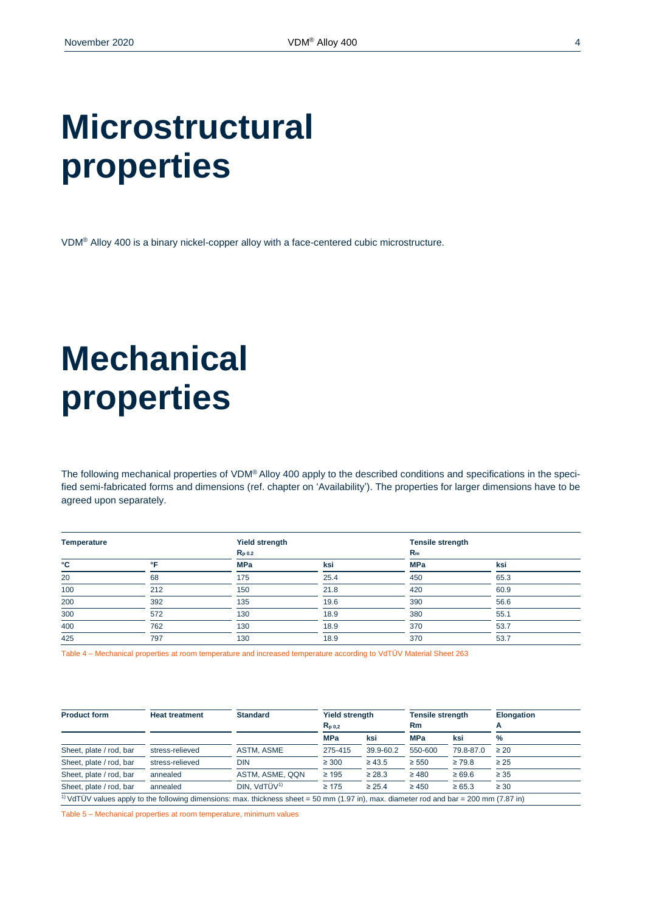# Microstructural properties

VDM® Alloy 400 is a binary nickel-copper alloy with a face-centered cubic microstructure.

# Mechanical properties

The following mechanical properties of VDM® Alloy 400 apply to the described conditions and specifications in the specified semi-fabricated forms and dimensions (ref. chapter on 'Availability'). The properties for larger dimensions have to be agreed upon separately.

| Temperature | | Yield strength $R_{p\ 0.2}$ | | Tensile strength $R_m$ | |
|---|---|---|---|---|---|
| °C | °F | MPa | ksi | MPa | ksi |
| 20 | 68 | 175 | 25.4 | 450 | 65.3 |
| 100 | 212 | 150 | 21.8 | 420 | 60.9 |
| 200 | 392 | 135 | 19.6 | 390 | 56.6 |
| 300 | 572 | 130 | 18.9 | 380 | 55.1 |
| 400 | 762 | 130 | 18.9 | 370 | 53.7 |
| 425 | 797 | 130 | 18.9 | 370 | 53.7 |

Table 4 – Mechanical properties at room temperature and increased temperature according to VdTÜV Material Sheet 263

| Product form | Heat treatment | Standard | Yield strength $R_{p\ 0,2}$ | | Tensile strength Rm | | Elongation A |
|---|---|---|---|---|---|---|---|
| | | | MPa | ksi | MPa | ksi | % |
| Sheet, plate / rod, bar | stress-relieved | ASTM, ASME | 275-415 | 39.9-60.2 | 550-600 | 79.8-87.0 | ≥ 20 |
| Sheet, plate / rod, bar | stress-relieved | DIN | ≥ 300 | ≥ 43.5 | ≥ 550 | ≥ 79.8 | ≥ 25 |
| Sheet, plate / rod, bar | annealed | ASTM, ASME, QQN | ≥ 195 | ≥ 28.3 | ≥ 480 | ≥ 69.6 | ≥ 35 |
| Sheet, plate / rod, bar | annealed | DIN, VdTÜV[1)] | ≥ 175 | ≥ 25.4 | ≥ 450 | ≥ 65.3 | ≥ 30 |

[1)] VdTÜV values apply to the following dimensions: max. thickness sheet = 50 mm (1.97 in), max. diameter rod and bar = 200 mm (7.87 in)

Table 5 – Mechanical properties at room temperature, minimum values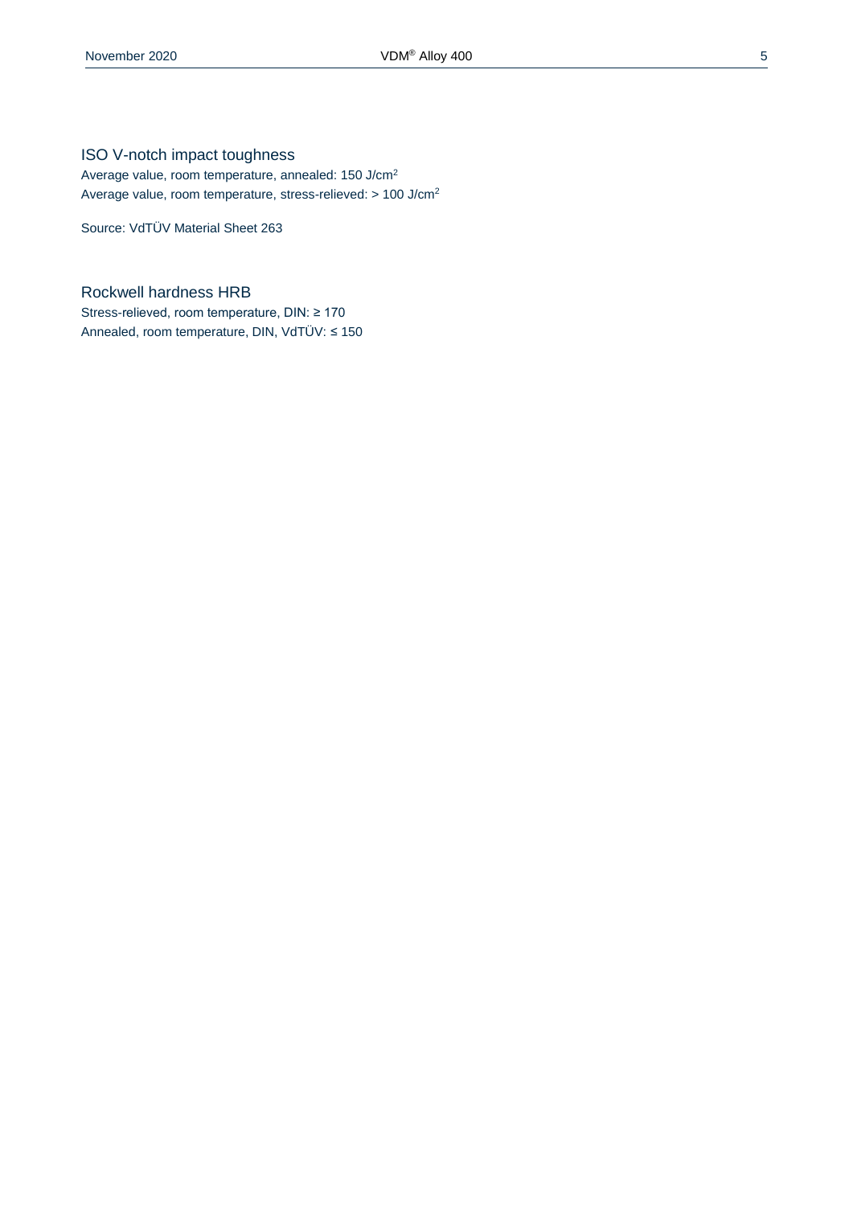## ISO V-notch impact toughness

Average value, room temperature, annealed: 150 $J/cm^2$

Average value, room temperature, stress-relieved: > 100 $J/cm^2$

Source: VdTÜV Material Sheet 263

## Rockwell hardness HRB

Stress-relieved, room temperature, DIN: ≥ 170

Annealed, room temperature, DIN, VdTÜV: ≤ 150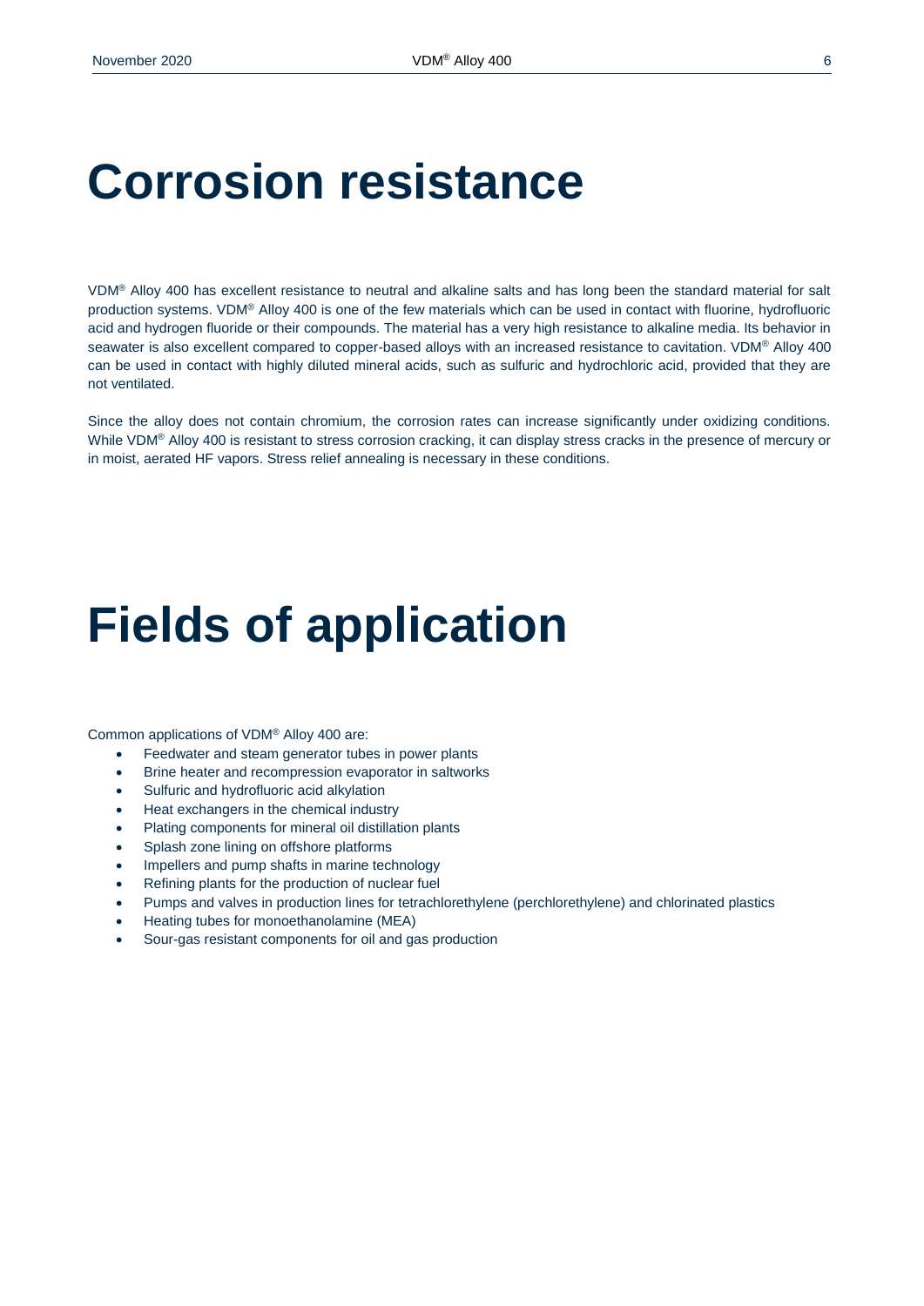# Corrosion resistance

VDM® Alloy 400 has excellent resistance to neutral and alkaline salts and has long been the standard material for salt production systems. VDM® Alloy 400 is one of the few materials which can be used in contact with fluorine, hydrofluoric acid and hydrogen fluoride or their compounds. The material has a very high resistance to alkaline media. Its behavior in seawater is also excellent compared to copper-based alloys with an increased resistance to cavitation. VDM® Alloy 400 can be used in contact with highly diluted mineral acids, such as sulfuric and hydrochloric acid, provided that they are not ventilated.

Since the alloy does not contain chromium, the corrosion rates can increase significantly under oxidizing conditions. While VDM® Alloy 400 is resistant to stress corrosion cracking, it can display stress cracks in the presence of mercury or in moist, aerated HF vapors. Stress relief annealing is necessary in these conditions.

# Fields of application

Common applications of VDM® Alloy 400 are:

- Feedwater and steam generator tubes in power plants
- Brine heater and recompression evaporator in saltworks
- Sulfuric and hydrofluoric acid alkylation
- Heat exchangers in the chemical industry
- Plating components for mineral oil distillation plants
- Splash zone lining on offshore platforms
- Impellers and pump shafts in marine technology
- Refining plants for the production of nuclear fuel
- Pumps and valves in production lines for tetrachlorethylene (perchlorethylene) and chlorinated plastics
- Heating tubes for monoethanolamine (MEA)
- Sour-gas resistant components for oil and gas production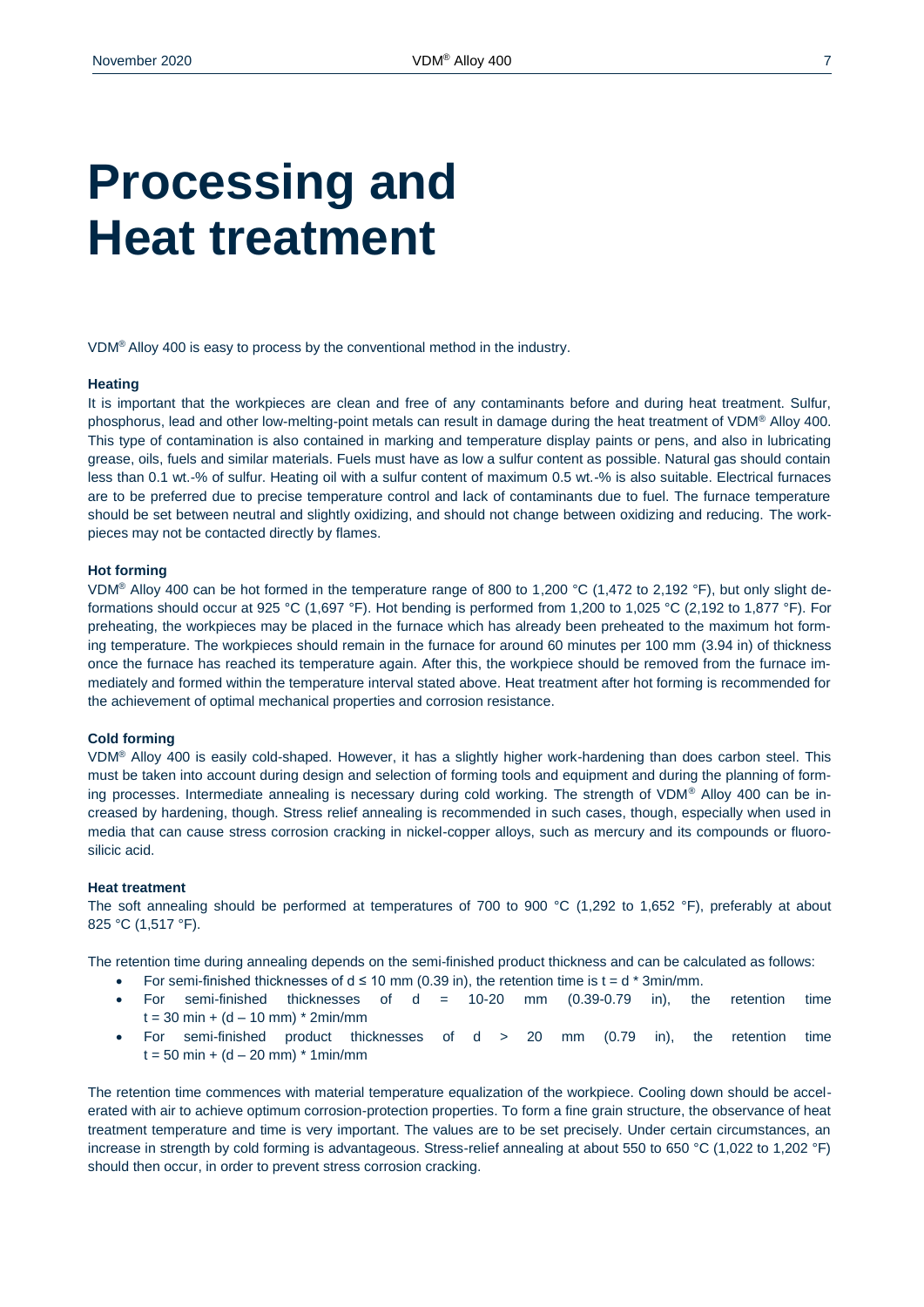# Processing and Heat treatment

VDM® Alloy 400 is easy to process by the conventional method in the industry.

**Heating**

It is important that the workpieces are clean and free of any contaminants before and during heat treatment. Sulfur, phosphorus, lead and other low-melting-point metals can result in damage during the heat treatment of VDM® Alloy 400. This type of contamination is also contained in marking and temperature display paints or pens, and also in lubricating grease, oils, fuels and similar materials. Fuels must have as low a sulfur content as possible. Natural gas should contain less than 0.1 wt.-% of sulfur. Heating oil with a sulfur content of maximum 0.5 wt.-% is also suitable. Electrical furnaces are to be preferred due to precise temperature control and lack of contaminants due to fuel. The furnace temperature should be set between neutral and slightly oxidizing, and should not change between oxidizing and reducing. The workpieces may not be contacted directly by flames.

**Hot forming**

VDM® Alloy 400 can be hot formed in the temperature range of 800 to 1,200 °C (1,472 to 2,192 °F), but only slight deformations should occur at 925 °C (1,697 °F). Hot bending is performed from 1,200 to 1,025 °C (2,192 to 1,877 °F). For preheating, the workpieces may be placed in the furnace which has already been preheated to the maximum hot forming temperature. The workpieces should remain in the furnace for around 60 minutes per 100 mm (3.94 in) of thickness once the furnace has reached its temperature again. After this, the workpiece should be removed from the furnace immediately and formed within the temperature interval stated above. Heat treatment after hot forming is recommended for the achievement of optimal mechanical properties and corrosion resistance.

**Cold forming**

VDM® Alloy 400 is easily cold-shaped. However, it has a slightly higher work-hardening than does carbon steel. This must be taken into account during design and selection of forming tools and equipment and during the planning of forming processes. Intermediate annealing is necessary during cold working. The strength of VDM® Alloy 400 can be increased by hardening, though. Stress relief annealing is recommended in such cases, though, especially when used in media that can cause stress corrosion cracking in nickel-copper alloys, such as mercury and its compounds or fluorosilicic acid.

**Heat treatment**

The soft annealing should be performed at temperatures of 700 to 900 °C (1,292 to 1,652 °F), preferably at about 825 °C (1,517 °F).

The retention time during annealing depends on the semi-finished product thickness and can be calculated as follows:

- For semi-finished thicknesses of $d \leq 10$ mm (0.39 in), the retention time is $t = d * 3\text{min/mm}$.
- For semi-finished thicknesses of $d = 10\text{-}20$ mm (0.39-0.79 in), the retention time $t = 30\text{ min} + (d – 10\text{ mm}) * 2\text{min/mm}$
- For semi-finished product thicknesses of $d > 20$ mm (0.79 in), the retention time $t = 50\text{ min} + (d – 20\text{ mm}) * 1\text{min/mm}$

The retention time commences with material temperature equalization of the workpiece. Cooling down should be accelerated with air to achieve optimum corrosion-protection properties. To form a fine grain structure, the observance of heat treatment temperature and time is very important. The values are to be set precisely. Under certain circumstances, an increase in strength by cold forming is advantageous. Stress-relief annealing at about 550 to 650 °C (1,022 to 1,202 °F) should then occur, in order to prevent stress corrosion cracking.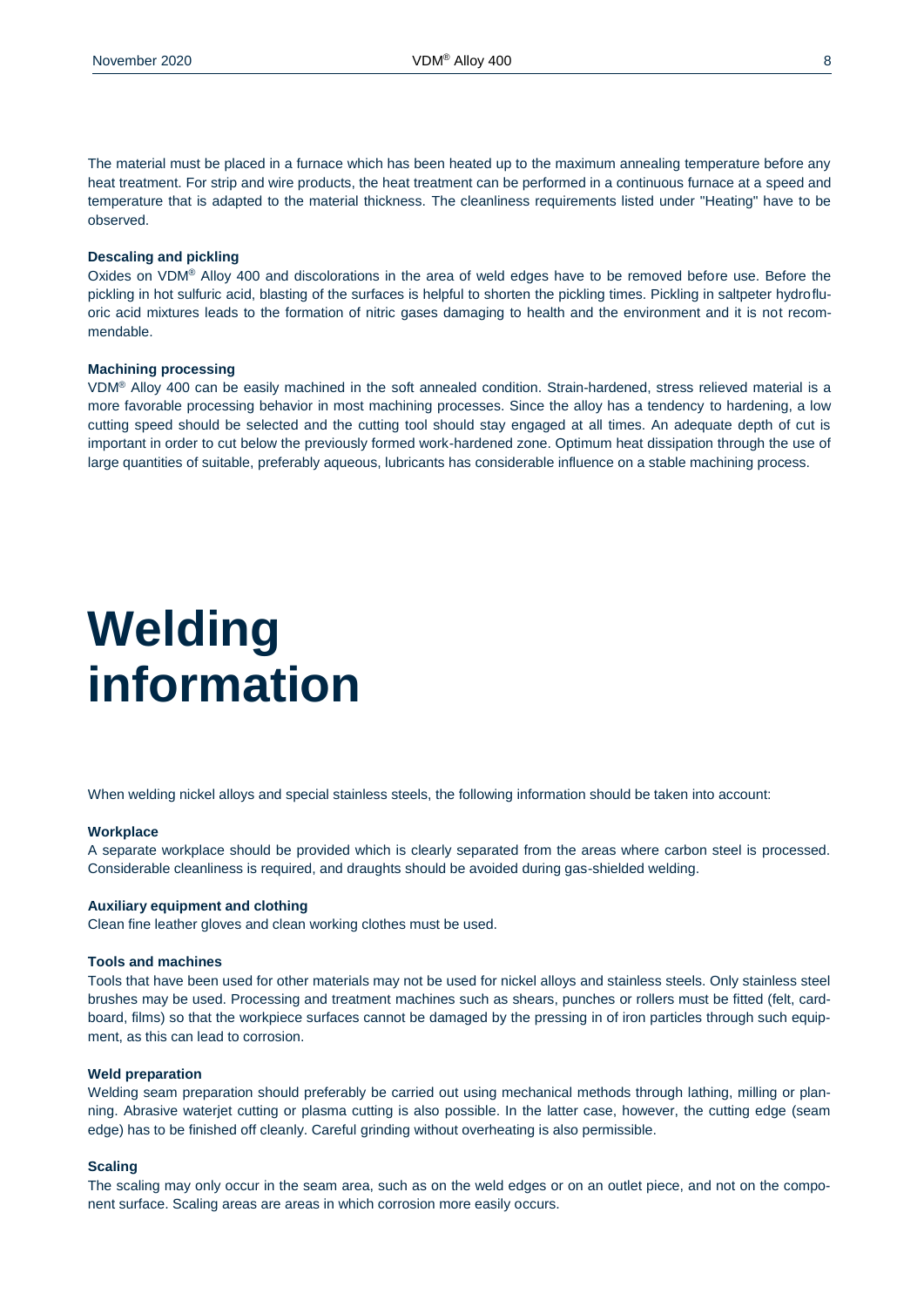The material must be placed in a furnace which has been heated up to the maximum annealing temperature before any heat treatment. For strip and wire products, the heat treatment can be performed in a continuous furnace at a speed and temperature that is adapted to the material thickness. The cleanliness requirements listed under "Heating" have to be observed.

**Descaling and pickling**

Oxides on VDM® Alloy 400 and discolorations in the area of weld edges have to be removed before use. Before the pickling in hot sulfuric acid, blasting of the surfaces is helpful to shorten the pickling times. Pickling in saltpeter hydrofluoric acid mixtures leads to the formation of nitric gases damaging to health and the environment and it is not recommendable.

**Machining processing**

VDM® Alloy 400 can be easily machined in the soft annealed condition. Strain-hardened, stress relieved material is a more favorable processing behavior in most machining processes. Since the alloy has a tendency to hardening, a low cutting speed should be selected and the cutting tool should stay engaged at all times. An adequate depth of cut is important in order to cut below the previously formed work-hardened zone. Optimum heat dissipation through the use of large quantities of suitable, preferably aqueous, lubricants has considerable influence on a stable machining process.

# Welding information

When welding nickel alloys and special stainless steels, the following information should be taken into account:

**Workplace**

A separate workplace should be provided which is clearly separated from the areas where carbon steel is processed. Considerable cleanliness is required, and draughts should be avoided during gas-shielded welding.

**Auxiliary equipment and clothing**

Clean fine leather gloves and clean working clothes must be used.

**Tools and machines**

Tools that have been used for other materials may not be used for nickel alloys and stainless steels. Only stainless steel brushes may be used. Processing and treatment machines such as shears, punches or rollers must be fitted (felt, cardboard, films) so that the workpiece surfaces cannot be damaged by the pressing in of iron particles through such equipment, as this can lead to corrosion.

**Weld preparation**

Welding seam preparation should preferably be carried out using mechanical methods through lathing, milling or planning. Abrasive waterjet cutting or plasma cutting is also possible. In the latter case, however, the cutting edge (seam edge) has to be finished off cleanly. Careful grinding without overheating is also permissible.

**Scaling**

The scaling may only occur in the seam area, such as on the weld edges or on an outlet piece, and not on the component surface. Scaling areas are areas in which corrosion more easily occurs.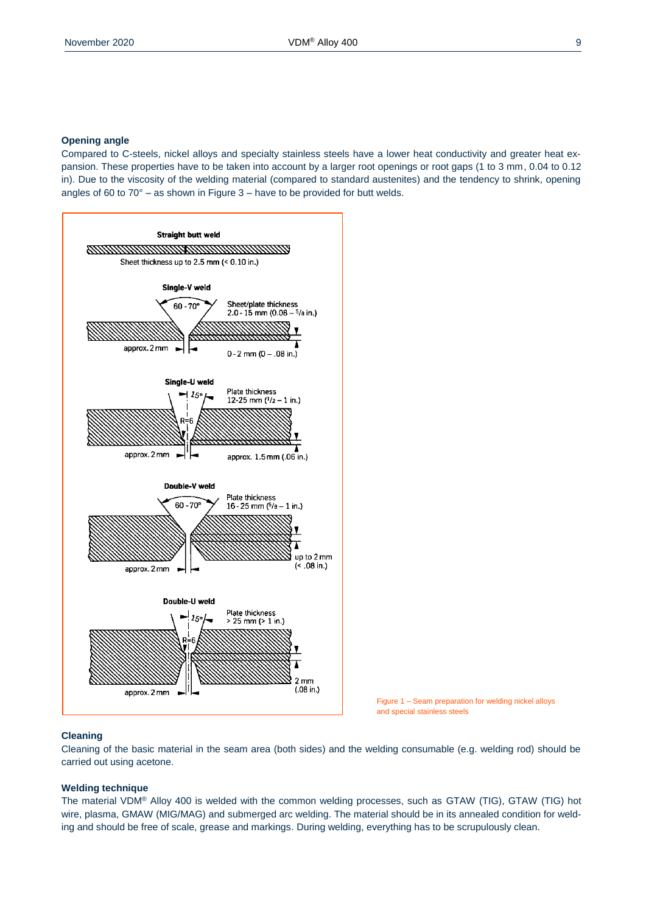### Opening angle

Compared to C-steels, nickel alloys and specialty stainless steels have a lower heat conductivity and greater heat expansion. These properties have to be taken into account by a larger root openings or root gaps (1 to 3 mm, 0.04 to 0.12 in). Due to the viscosity of the welding material (compared to standard austenites) and the tendency to shrink, opening angles of 60 to 70° – as shown in Figure 3 – have to be provided for butt welds.

**Straight butt weld**

Sheet thickness up to 2.5 mm (< 0.10 in.)

**Single-V weld**

60 - 70°

Sheet/plate thickness 2.0 - 15 mm (0.08 – 5/8 in.)

approx. 2 mm

0 - 2 mm (0 – .08 in.)

**Single-U weld**

15°

R=6

Plate thickness 12-25 mm (1/2 – 1 in.)

approx. 2 mm

approx. 1.5 mm (.06 in.)

**Double-V weld**

60 - 70°

Plate thickness 16 - 25 mm (5/8 – 1 in.)

up to 2 mm (< .08 in.)

approx. 2 mm

**Double-U weld**

15°

R=6

Plate thickness > 25 mm (> 1 in.)

2 mm (.08 in.)

approx. 2 mm

Figure 1 – Seam preparation for welding nickel alloys and special stainless steels

### Cleaning

Cleaning of the basic material in the seam area (both sides) and the welding consumable (e.g. welding rod) should be carried out using acetone.

### Welding technique

The material VDM® Alloy 400 is welded with the common welding processes, such as GTAW (TIG), GTAW (TIG) hot wire, plasma, GMAW (MIG/MAG) and submerged arc welding. The material should be in its annealed condition for welding and should be free of scale, grease and markings. During welding, everything has to be scrupulously clean.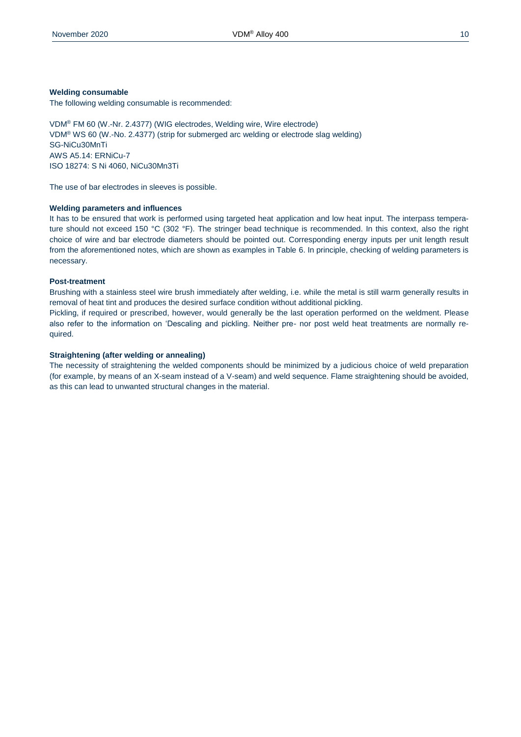#### Welding consumable

The following welding consumable is recommended:

VDM® FM 60 (W.-Nr. 2.4377) (WIG electrodes, Welding wire, Wire electrode)
VDM® WS 60 (W.-No. 2.4377) (strip for submerged arc welding or electrode slag welding)
SG-NiCu30MnTi
AWS A5.14: ERNiCu-7
ISO 18274: S Ni 4060, NiCu30Mn3Ti

The use of bar electrodes in sleeves is possible.

#### Welding parameters and influences

It has to be ensured that work is performed using targeted heat application and low heat input. The interpass temperature should not exceed 150 °C (302 °F). The stringer bead technique is recommended. In this context, also the right choice of wire and bar electrode diameters should be pointed out. Corresponding energy inputs per unit length result from the aforementioned notes, which are shown as examples in Table 6. In principle, checking of welding parameters is necessary.

#### Post-treatment

Brushing with a stainless steel wire brush immediately after welding, i.e. while the metal is still warm generally results in removal of heat tint and produces the desired surface condition without additional pickling.

Pickling, if required or prescribed, however, would generally be the last operation performed on the weldment. Please also refer to the information on 'Descaling and pickling. Neither pre- nor post weld heat treatments are normally required.

#### Straightening (after welding or annealing)

The necessity of straightening the welded components should be minimized by a judicious choice of weld preparation (for example, by means of an X-seam instead of a V-seam) and weld sequence. Flame straightening should be avoided, as this can lead to unwanted structural changes in the material.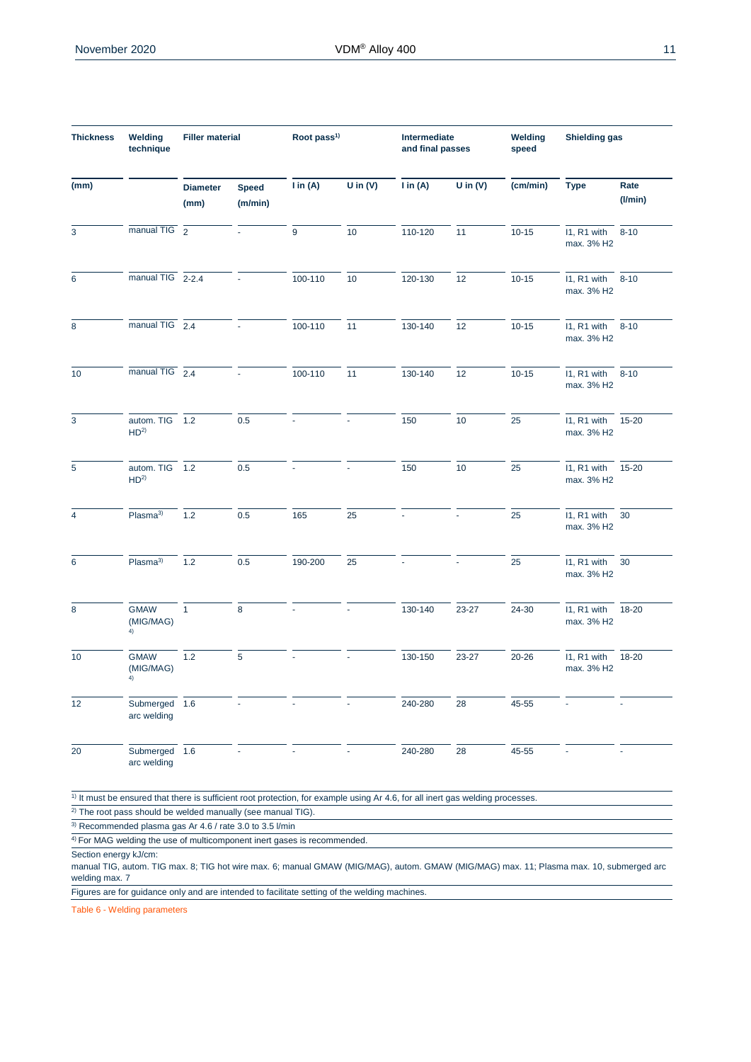| Thickness | Welding technique | Filler material | | Root pass[1] | | Intermediate and final passes | | Welding speed | Shielding gas | |
|---|---|---|---|---|---|---|---|---|---|---|
| (mm) | | Diameter (mm) | Speed (m/min) | I in (A) | U in (V) | I in (A) | U in (V) | (cm/min) | Type | Rate (l/min) |
| 3 | manual TIG | 2 | - | 9 | 10 | 110-120 | 11 | 10-15 | I1, R1 with max. 3% H2 | 8-10 |
| 6 | manual TIG | 2-2.4 | - | 100-110 | 10 | 120-130 | 12 | 10-15 | I1, R1 with max. 3% H2 | 8-10 |
| 8 | manual TIG | 2.4 | - | 100-110 | 11 | 130-140 | 12 | 10-15 | I1, R1 with max. 3% H2 | 8-10 |
| 10 | manual TIG | 2.4 | - | 100-110 | 11 | 130-140 | 12 | 10-15 | I1, R1 with max. 3% H2 | 8-10 |
| 3 | autom. TIG HD[2] | 1.2 | 0.5 | - | - | 150 | 10 | 25 | I1, R1 with max. 3% H2 | 15-20 |
| 5 | autom. TIG HD[2] | 1.2 | 0.5 | - | - | 150 | 10 | 25 | I1, R1 with max. 3% H2 | 15-20 |
| 4 | Plasma[3] | 1.2 | 0.5 | 165 | 25 | - | - | 25 | I1, R1 with max. 3% H2 | 30 |
| 6 | Plasma[3] | 1.2 | 0.5 | 190-200 | 25 | - | - | 25 | I1, R1 with max. 3% H2 | 30 |
| 8 | GMAW (MIG/MAG)[4] | 1 | 8 | - | - | 130-140 | 23-27 | 24-30 | I1, R1 with max. 3% H2 | 18-20 |
| 10 | GMAW (MIG/MAG)[4] | 1.2 | 5 | - | - | 130-150 | 23-27 | 20-26 | I1, R1 with max. 3% H2 | 18-20 |
| 12 | Submerged arc welding | 1.6 | - | - | - | 240-280 | 28 | 45-55 | - | - |
| 20 | Submerged arc welding | 1.6 | - | - | - | 240-280 | 28 | 45-55 | - | - |

[1] It must be ensured that there is sufficient root protection, for example using Ar 4.6, for all inert gas welding processes.

[2] The root pass should be welded manually (see manual TIG).

[3] Recommended plasma gas Ar 4.6 / rate 3.0 to 3.5 l/min

[4] For MAG welding the use of multicomponent inert gases is recommended.

Section energy kJ/cm:
manual TIG, autom. TIG max. 8; TIG hot wire max. 6; manual GMAW (MIG/MAG), autom. GMAW (MIG/MAG) max. 11; Plasma max. 10, submerged arc welding max. 7

Figures are for guidance only and are intended to facilitate setting of the welding machines.

Table 6 - Welding parameters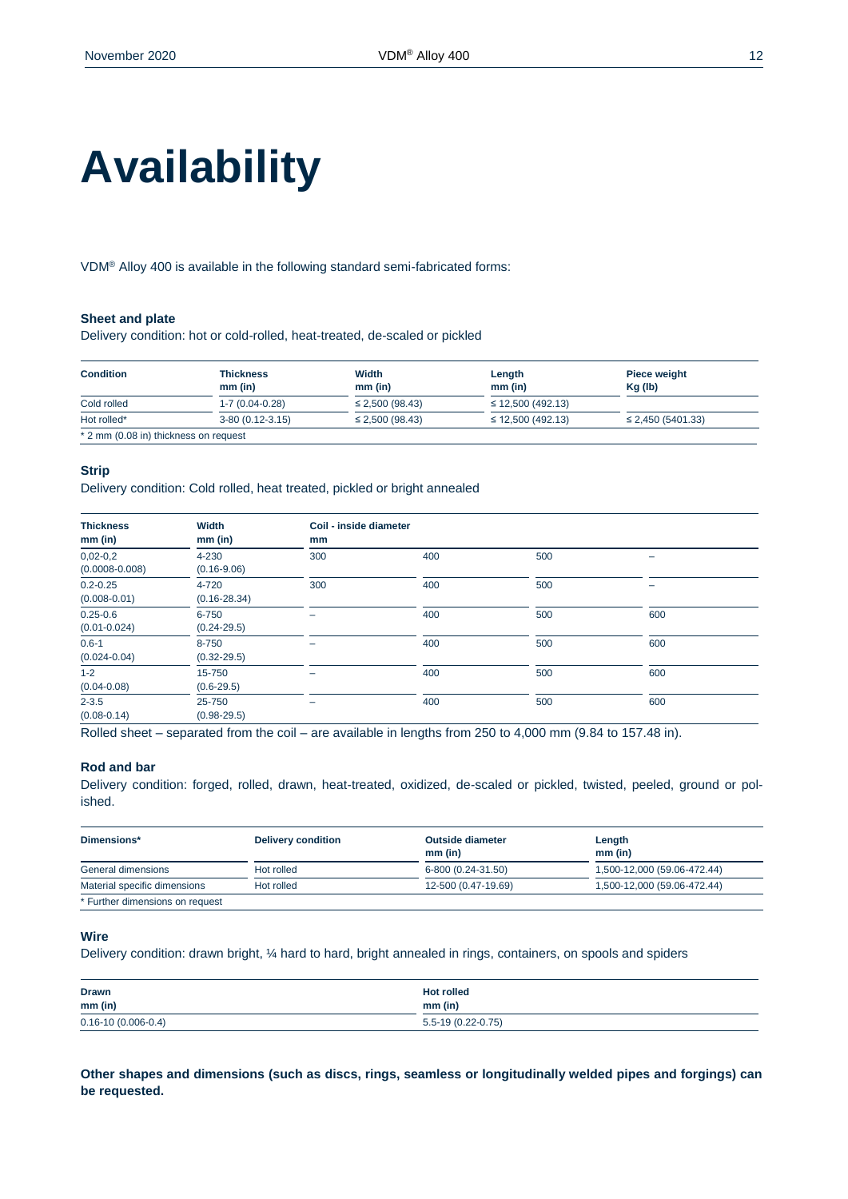# Availability

VDM® Alloy 400 is available in the following standard semi-fabricated forms:

### Sheet and plate

Delivery condition: hot or cold-rolled, heat-treated, de-scaled or pickled

| Condition | Thickness mm (in) | Width mm (in) | Length mm (in) | Piece weight Kg (lb) |
|---|---|---|---|---|
| Cold rolled | 1-7 (0.04-0.28) | ≤ 2,500 (98.43) | ≤ 12,500 (492.13) | |
| Hot rolled* | 3-80 (0.12-3.15) | ≤ 2,500 (98.43) | ≤ 12,500 (492.13) | ≤ 2,450 (5401.33) |

\* 2 mm (0.08 in) thickness on request

### Strip

Delivery condition: Cold rolled, heat treated, pickled or bright annealed

| Thickness mm (in) | Width mm (in) | Coil - inside diameter mm | | | |
|---|---|---|---|---|---|
| 0,02-0,2 (0.0008-0.008) | 4-230 (0.16-9.06) | 300 | 400 | 500 | – |
| 0.2-0.25 (0.008-0.01) | 4-720 (0.16-28.34) | 300 | 400 | 500 | – |
| 0.25-0.6 (0.01-0.024) | 6-750 (0.24-29.5) | – | 400 | 500 | 600 |
| 0.6-1 (0.024-0.04) | 8-750 (0.32-29.5) | – | 400 | 500 | 600 |
| 1-2 (0.04-0.08) | 15-750 (0.6-29.5) | – | 400 | 500 | 600 |
| 2-3.5 (0.08-0.14) | 25-750 (0.98-29.5) | – | 400 | 500 | 600 |

Rolled sheet – separated from the coil – are available in lengths from 250 to 4,000 mm (9.84 to 157.48 in).

### Rod and bar

Delivery condition: forged, rolled, drawn, heat-treated, oxidized, de-scaled or pickled, twisted, peeled, ground or polished.

| Dimensions* | Delivery condition | Outside diameter mm (in) | Length mm (in) |
|---|---|---|---|
| General dimensions | Hot rolled | 6-800 (0.24-31.50) | 1,500-12,000 (59.06-472.44) |
| Material specific dimensions | Hot rolled | 12-500 (0.47-19.69) | 1,500-12,000 (59.06-472.44) |

\* Further dimensions on request

### Wire

Delivery condition: drawn bright, ¼ hard to hard, bright annealed in rings, containers, on spools and spiders

| Drawn mm (in) | Hot rolled mm (in) |
|---|---|
| 0.16-10 (0.006-0.4) | 5.5-19 (0.22-0.75) |

**Other shapes and dimensions (such as discs, rings, seamless or longitudinally welded pipes and forgings) can be requested.**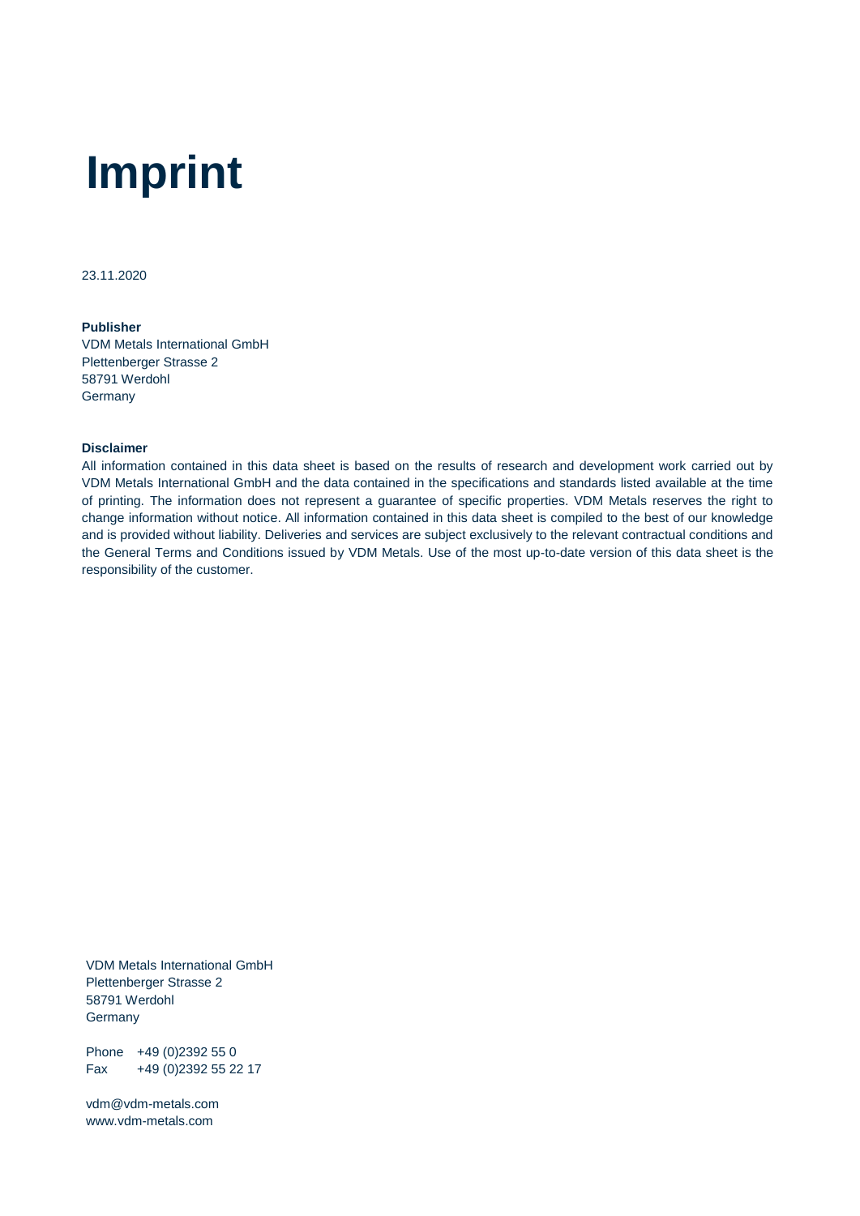# Imprint

23.11.2020

**Publisher**
VDM Metals International GmbH
Plettenberger Strasse 2
58791 Werdohl
Germany

**Disclaimer**
All information contained in this data sheet is based on the results of research and development work carried out by VDM Metals International GmbH and the data contained in the specifications and standards listed available at the time of printing. The information does not represent a guarantee of specific properties. VDM Metals reserves the right to change information without notice. All information contained in this data sheet is compiled to the best of our knowledge and is provided without liability. Deliveries and services are subject exclusively to the relevant contractual conditions and the General Terms and Conditions issued by VDM Metals. Use of the most up-to-date version of this data sheet is the responsibility of the customer.

VDM Metals International GmbH
Plettenberger Strasse 2
58791 Werdohl
Germany

Phone +49 (0)2392 55 0
Fax +49 (0)2392 55 22 17

vdm@vdm-metals.com
www.vdm-metals.com